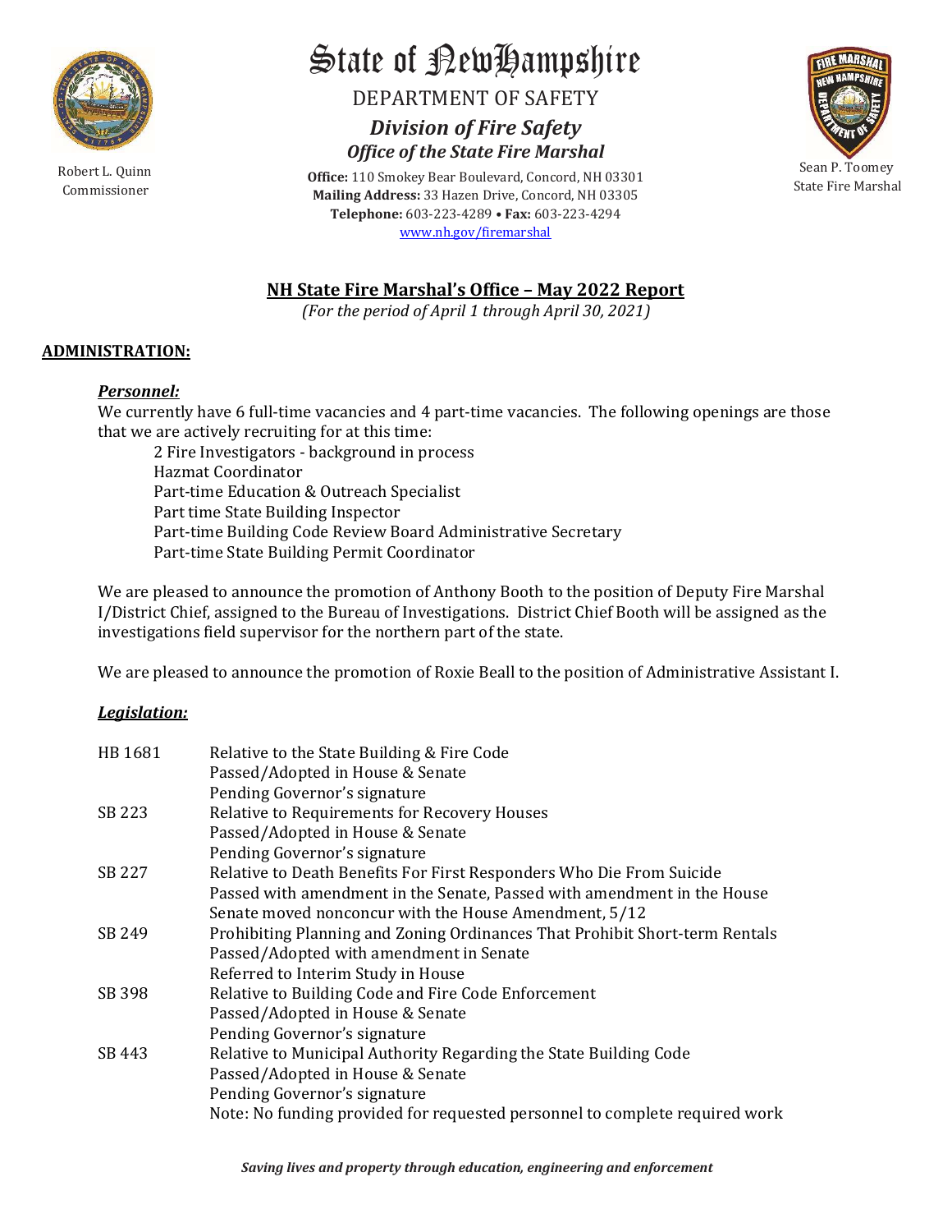# State of New Hampshire

DEPARTMENT OF SAFETY

***Division of Fire Safety***

***Office of the State Fire Marshal***

Robert L. Quinn
Commissioner

Sean P. Toomey
State Fire Marshal

**Office:** 110 Smokey Bear Boulevard, Concord, NH 03301
**Mailing Address:** 33 Hazen Drive, Concord, NH 03305
**Telephone:** 603-223-4289 • **Fax:** 603-223-4294
www.nh.gov/firemarshal

## NH State Fire Marshal's Office – May 2022 Report

*(For the period of April 1 through April 30, 2021)*

### ADMINISTRATION:

#### *Personnel:*

We currently have 6 full-time vacancies and 4 part-time vacancies. The following openings are those that we are actively recruiting for at this time:

- 2 Fire Investigators - background in process
- Hazmat Coordinator
- Part-time Education & Outreach Specialist
- Part time State Building Inspector
- Part-time Building Code Review Board Administrative Secretary
- Part-time State Building Permit Coordinator

We are pleased to announce the promotion of Anthony Booth to the position of Deputy Fire Marshal I/District Chief, assigned to the Bureau of Investigations. District Chief Booth will be assigned as the investigations field supervisor for the northern part of the state.

We are pleased to announce the promotion of Roxie Beall to the position of Administrative Assistant I.

#### *Legislation:*

| | |
|---|---|
| HB 1681 | Relative to the State Building & Fire Code<br>Passed/Adopted in House & Senate<br>Pending Governor's signature |
| SB 223 | Relative to Requirements for Recovery Houses<br>Passed/Adopted in House & Senate<br>Pending Governor's signature |
| SB 227 | Relative to Death Benefits For First Responders Who Die From Suicide<br>Passed with amendment in the Senate, Passed with amendment in the House<br>Senate moved nonconcur with the House Amendment, 5/12 |
| SB 249 | Prohibiting Planning and Zoning Ordinances That Prohibit Short-term Rentals<br>Passed/Adopted with amendment in Senate<br>Referred to Interim Study in House |
| SB 398 | Relative to Building Code and Fire Code Enforcement<br>Passed/Adopted in House & Senate<br>Pending Governor's signature |
| SB 443 | Relative to Municipal Authority Regarding the State Building Code<br>Passed/Adopted in House & Senate<br>Pending Governor's signature<br>Note: No funding provided for requested personnel to complete required work |

*Saving lives and property through education, engineering and enforcement*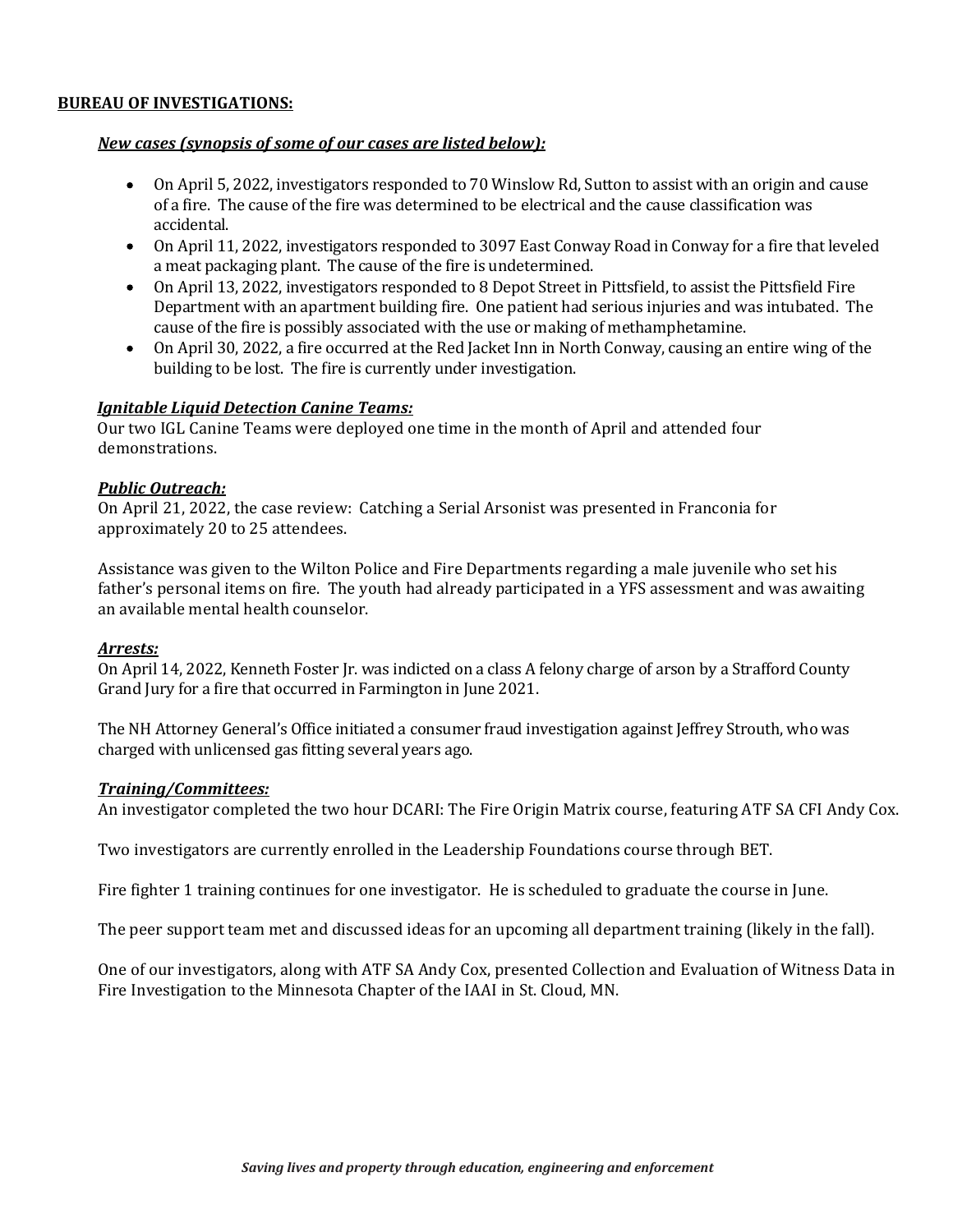**BUREAU OF INVESTIGATIONS:**

***New cases (synopsis of some of our cases are listed below):***

- On April 5, 2022, investigators responded to 70 Winslow Rd, Sutton to assist with an origin and cause of a fire. The cause of the fire was determined to be electrical and the cause classification was accidental.
- On April 11, 2022, investigators responded to 3097 East Conway Road in Conway for a fire that leveled a meat packaging plant. The cause of the fire is undetermined.
- On April 13, 2022, investigators responded to 8 Depot Street in Pittsfield, to assist the Pittsfield Fire Department with an apartment building fire. One patient had serious injuries and was intubated. The cause of the fire is possibly associated with the use or making of methamphetamine.
- On April 30, 2022, a fire occurred at the Red Jacket Inn in North Conway, causing an entire wing of the building to be lost. The fire is currently under investigation.

***Ignitable Liquid Detection Canine Teams:***

Our two IGL Canine Teams were deployed one time in the month of April and attended four demonstrations.

***Public Outreach:***

On April 21, 2022, the case review: Catching a Serial Arsonist was presented in Franconia for approximately 20 to 25 attendees.

Assistance was given to the Wilton Police and Fire Departments regarding a male juvenile who set his father's personal items on fire. The youth had already participated in a YFS assessment and was awaiting an available mental health counselor.

***Arrests:***

On April 14, 2022, Kenneth Foster Jr. was indicted on a class A felony charge of arson by a Strafford County Grand Jury for a fire that occurred in Farmington in June 2021.

The NH Attorney General's Office initiated a consumer fraud investigation against Jeffrey Strouth, who was charged with unlicensed gas fitting several years ago.

***Training/Committees:***

An investigator completed the two hour DCARI: The Fire Origin Matrix course, featuring ATF SA CFI Andy Cox.

Two investigators are currently enrolled in the Leadership Foundations course through BET.

Fire fighter 1 training continues for one investigator. He is scheduled to graduate the course in June.

The peer support team met and discussed ideas for an upcoming all department training (likely in the fall).

One of our investigators, along with ATF SA Andy Cox, presented Collection and Evaluation of Witness Data in Fire Investigation to the Minnesota Chapter of the IAAI in St. Cloud, MN.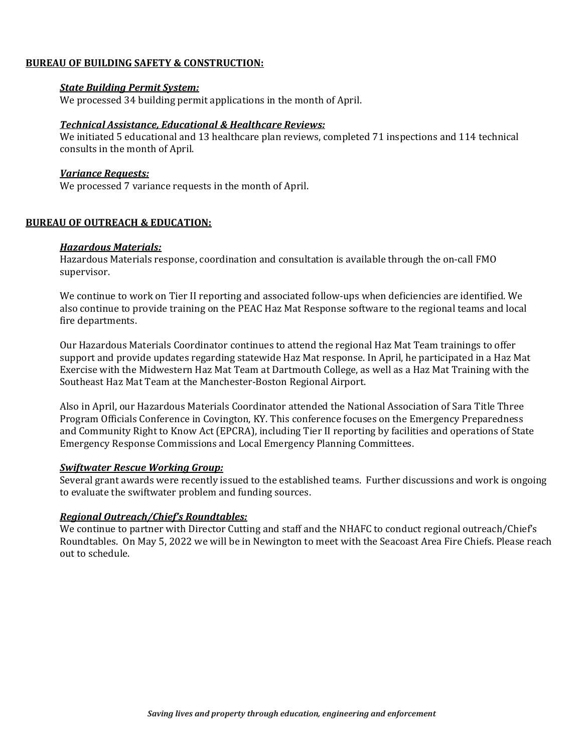**BUREAU OF BUILDING SAFETY & CONSTRUCTION:**

***State Building Permit System:***
We processed 34 building permit applications in the month of April.

***Technical Assistance, Educational & Healthcare Reviews:***
We initiated 5 educational and 13 healthcare plan reviews, completed 71 inspections and 114 technical consults in the month of April.

***Variance Requests:***
We processed 7 variance requests in the month of April.

**BUREAU OF OUTREACH & EDUCATION:**

***Hazardous Materials:***
Hazardous Materials response, coordination and consultation is available through the on-call FMO supervisor.

We continue to work on Tier II reporting and associated follow-ups when deficiencies are identified. We also continue to provide training on the PEAC Haz Mat Response software to the regional teams and local fire departments.

Our Hazardous Materials Coordinator continues to attend the regional Haz Mat Team trainings to offer support and provide updates regarding statewide Haz Mat response. In April, he participated in a Haz Mat Exercise with the Midwestern Haz Mat Team at Dartmouth College, as well as a Haz Mat Training with the Southeast Haz Mat Team at the Manchester-Boston Regional Airport.

Also in April, our Hazardous Materials Coordinator attended the National Association of Sara Title Three Program Officials Conference in Covington, KY. This conference focuses on the Emergency Preparedness and Community Right to Know Act (EPCRA), including Tier II reporting by facilities and operations of State Emergency Response Commissions and Local Emergency Planning Committees.

***Swiftwater Rescue Working Group:***
Several grant awards were recently issued to the established teams. Further discussions and work is ongoing to evaluate the swiftwater problem and funding sources.

***Regional Outreach/Chief's Roundtables:***
We continue to partner with Director Cutting and staff and the NHAFC to conduct regional outreach/Chief's Roundtables. On May 5, 2022 we will be in Newington to meet with the Seacoast Area Fire Chiefs. Please reach out to schedule.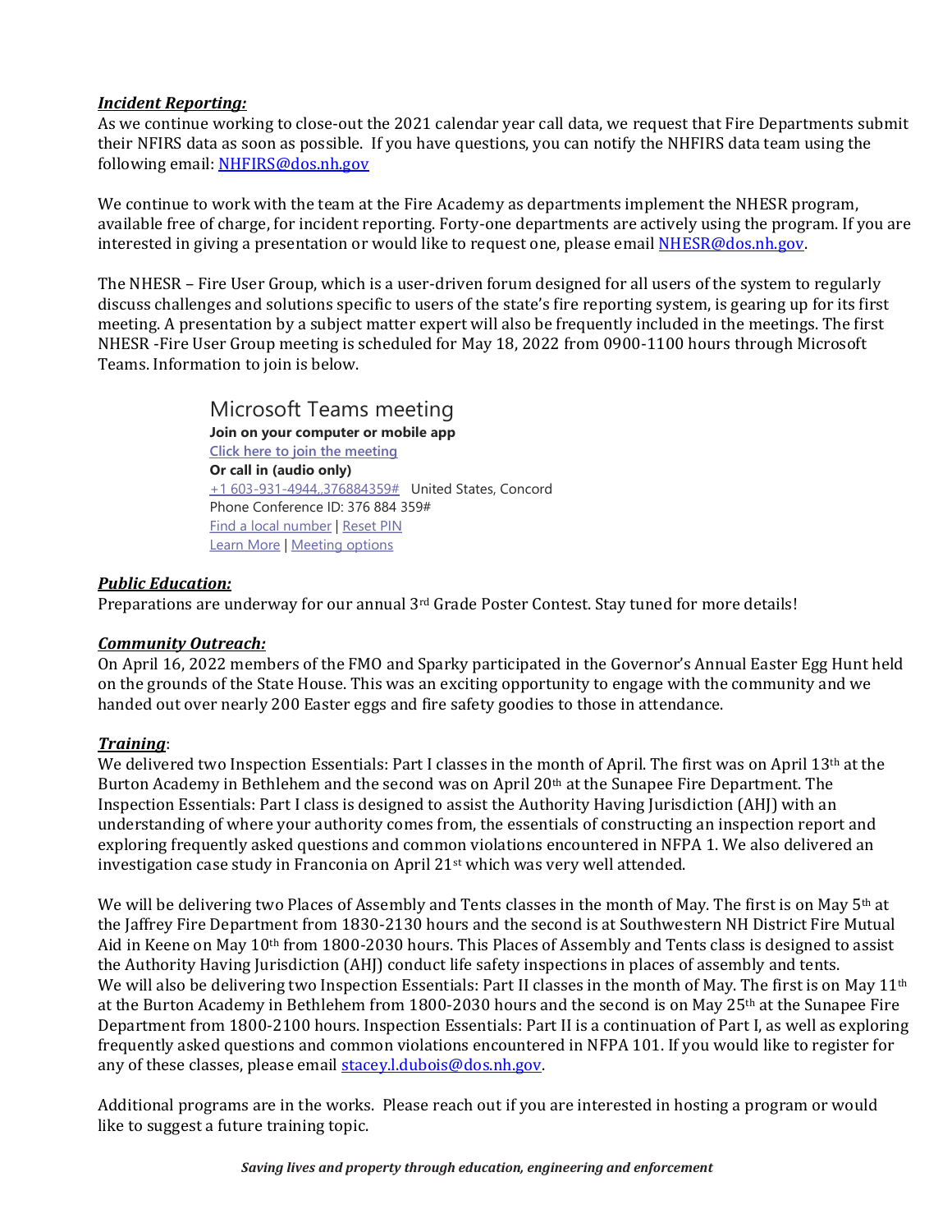***Incident Reporting:***

As we continue working to close-out the 2021 calendar year call data, we request that Fire Departments submit their NFIRS data as soon as possible. If you have questions, you can notify the NHFIRS data team using the following email: NHFIRS@dos.nh.gov

We continue to work with the team at the Fire Academy as departments implement the NHESR program, available free of charge, for incident reporting. Forty-one departments are actively using the program. If you are interested in giving a presentation or would like to request one, please email NHESR@dos.nh.gov.

The NHESR – Fire User Group, which is a user-driven forum designed for all users of the system to regularly discuss challenges and solutions specific to users of the state's fire reporting system, is gearing up for its first meeting. A presentation by a subject matter expert will also be frequently included in the meetings. The first NHESR -Fire User Group meeting is scheduled for May 18, 2022 from 0900-1100 hours through Microsoft Teams. Information to join is below.

Microsoft Teams meeting

**Join on your computer or mobile app**

Click here to join the meeting

**Or call in (audio only)**

+1 603-931-4944,,376884359# United States, Concord

Phone Conference ID: 376 884 359#

Find a local number | Reset PIN

Learn More | Meeting options

***Public Education:***

Preparations are underway for our annual 3rd Grade Poster Contest. Stay tuned for more details!

***Community Outreach:***

On April 16, 2022 members of the FMO and Sparky participated in the Governor's Annual Easter Egg Hunt held on the grounds of the State House. This was an exciting opportunity to engage with the community and we handed out over nearly 200 Easter eggs and fire safety goodies to those in attendance.

***Training***:

We delivered two Inspection Essentials: Part I classes in the month of April. The first was on April 13th at the Burton Academy in Bethlehem and the second was on April 20th at the Sunapee Fire Department. The Inspection Essentials: Part I class is designed to assist the Authority Having Jurisdiction (AHJ) with an understanding of where your authority comes from, the essentials of constructing an inspection report and exploring frequently asked questions and common violations encountered in NFPA 1. We also delivered an investigation case study in Franconia on April 21st which was very well attended.

We will be delivering two Places of Assembly and Tents classes in the month of May. The first is on May 5th at the Jaffrey Fire Department from 1830-2130 hours and the second is at Southwestern NH District Fire Mutual Aid in Keene on May 10th from 1800-2030 hours. This Places of Assembly and Tents class is designed to assist the Authority Having Jurisdiction (AHJ) conduct life safety inspections in places of assembly and tents. We will also be delivering two Inspection Essentials: Part II classes in the month of May. The first is on May 11th at the Burton Academy in Bethlehem from 1800-2030 hours and the second is on May 25th at the Sunapee Fire Department from 1800-2100 hours. Inspection Essentials: Part II is a continuation of Part I, as well as exploring frequently asked questions and common violations encountered in NFPA 101. If you would like to register for any of these classes, please email stacey.l.dubois@dos.nh.gov.

Additional programs are in the works. Please reach out if you are interested in hosting a program or would like to suggest a future training topic.